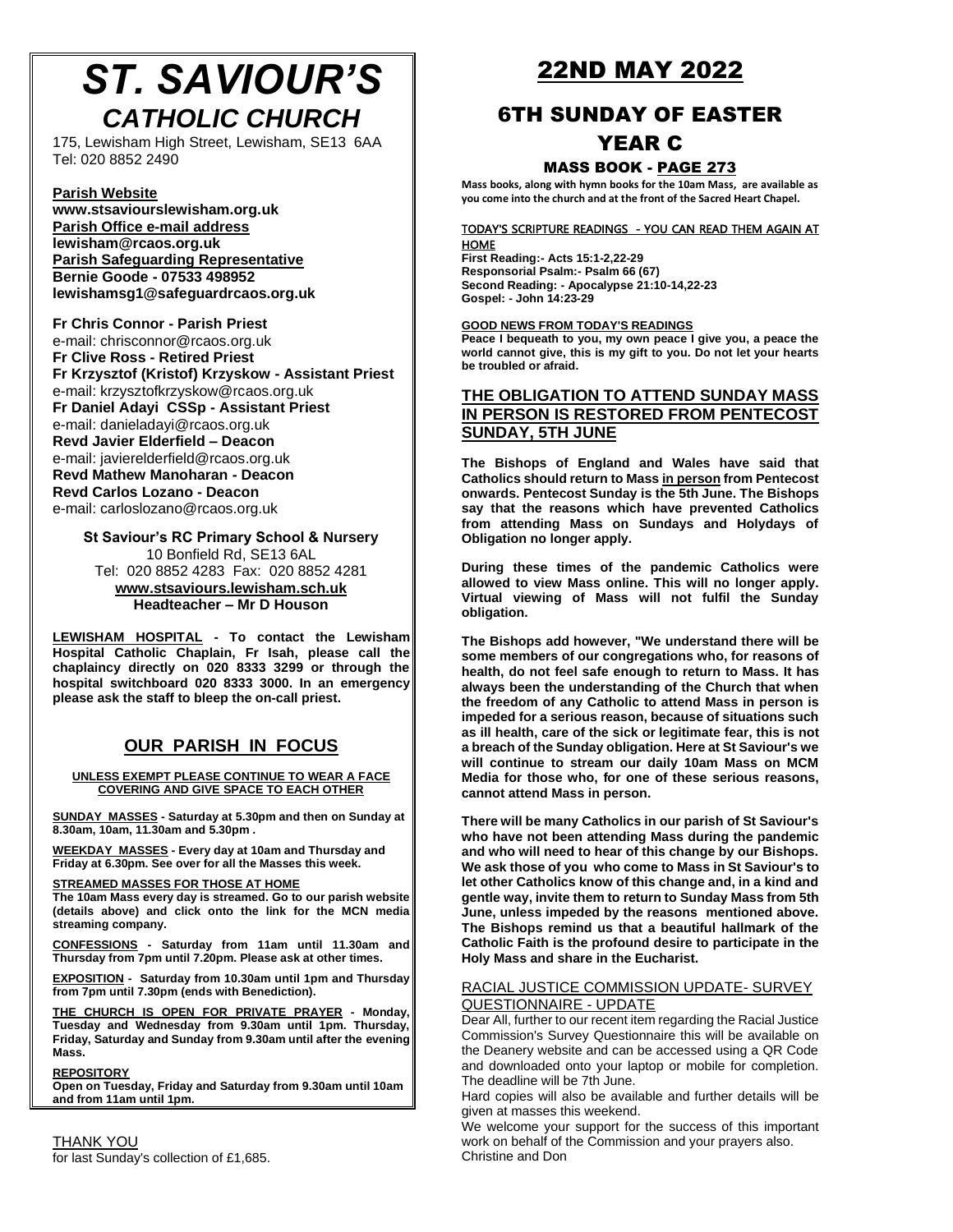# *ST. SAVIOUR'S CATHOLIC CHURCH*

175, Lewisham High Street, Lewisham, SE13 6AA
Tel: 020 8852 2490

**Parish Website**
**www.stsaviourslewisham.org.uk**
**Parish Office e-mail address**
**lewisham@rcaos.org.uk**
**Parish Safeguarding Representative**
**Bernie Goode - 07533 498952**
**lewishamsg1@safeguardrcaos.org.uk**

**Fr Chris Connor - Parish Priest**
e-mail: chrisconnor@rcaos.org.uk
**Fr Clive Ross - Retired Priest**
**Fr Krzysztof (Kristof) Krzyskow - Assistant Priest**
e-mail: krzysztofkrzyskow@rcaos.org.uk
**Fr Daniel Adayi CSSp - Assistant Priest**
e-mail: danieladayi@rcaos.org.uk
**Revd Javier Elderfield – Deacon**
e-mail: javierelderfield@rcaos.org.uk
**Revd Mathew Manoharan - Deacon**
**Revd Carlos Lozano - Deacon**
e-mail: carloslozano@rcaos.org.uk

**St Saviour's RC Primary School & Nursery**
10 Bonfield Rd, SE13 6AL
Tel: 020 8852 4283 Fax: 020 8852 4281
**www.stsaviours.lewisham.sch.uk**
**Headteacher – Mr D Houson**

**LEWISHAM HOSPITAL - To contact the Lewisham Hospital Catholic Chaplain, Fr Isah, please call the chaplaincy directly on 020 8333 3299 or through the hospital switchboard 020 8333 3000. In an emergency please ask the staff to bleep the on-call priest.**

## OUR PARISH IN FOCUS

**UNLESS EXEMPT PLEASE CONTINUE TO WEAR A FACE COVERING AND GIVE SPACE TO EACH OTHER**

**SUNDAY MASSES - Saturday at 5.30pm and then on Sunday at 8.30am, 10am, 11.30am and 5.30pm .**

**WEEKDAY MASSES - Every day at 10am and Thursday and Friday at 6.30pm. See over for all the Masses this week.**

**STREAMED MASSES FOR THOSE AT HOME**
**The 10am Mass every day is streamed. Go to our parish website (details above) and click onto the link for the MCN media streaming company.**

**CONFESSIONS - Saturday from 11am until 11.30am and Thursday from 7pm until 7.20pm. Please ask at other times.**

**EXPOSITION - Saturday from 10.30am until 1pm and Thursday from 7pm until 7.30pm (ends with Benediction).**

**THE CHURCH IS OPEN FOR PRIVATE PRAYER - Monday, Tuesday and Wednesday from 9.30am until 1pm. Thursday, Friday, Saturday and Sunday from 9.30am until after the evening Mass.**

**REPOSITORY**
**Open on Tuesday, Friday and Saturday from 9.30am until 10am and from 11am until 1pm.**

THANK YOU
for last Sunday's collection of £1,685.

# 22ND MAY 2022

## 6TH SUNDAY OF EASTER YEAR C

### MASS BOOK - PAGE 273

**Mass books, along with hymn books for the 10am Mass, are available as you come into the church and at the front of the Sacred Heart Chapel.**

**TODAY'S SCRIPTURE READINGS - YOU CAN READ THEM AGAIN AT HOME**
**First Reading:- Acts 15:1-2,22-29**
**Responsorial Psalm:- Psalm 66 (67)**
**Second Reading: - Apocalypse 21:10-14,22-23**
**Gospel: - John 14:23-29**

**GOOD NEWS FROM TODAY'S READINGS**
**Peace I bequeath to you, my own peace I give you, a peace the world cannot give, this is my gift to you. Do not let your hearts be troubled or afraid.**

### THE OBLIGATION TO ATTEND SUNDAY MASS IN PERSON IS RESTORED FROM PENTECOST SUNDAY, 5TH JUNE

**The Bishops of England and Wales have said that Catholics should return to Mass in person from Pentecost onwards. Pentecost Sunday is the 5th June. The Bishops say that the reasons which have prevented Catholics from attending Mass on Sundays and Holydays of Obligation no longer apply.**

**During these times of the pandemic Catholics were allowed to view Mass online. This will no longer apply. Virtual viewing of Mass will not fulfil the Sunday obligation.**

**The Bishops add however, "We understand there will be some members of our congregations who, for reasons of health, do not feel safe enough to return to Mass. It has always been the understanding of the Church that when the freedom of any Catholic to attend Mass in person is impeded for a serious reason, because of situations such as ill health, care of the sick or legitimate fear, this is not a breach of the Sunday obligation. Here at St Saviour's we will continue to stream our daily 10am Mass on MCM Media for those who, for one of these serious reasons, cannot attend Mass in person.**

**There will be many Catholics in our parish of St Saviour's who have not been attending Mass during the pandemic and who will need to hear of this change by our Bishops. We ask those of you who come to Mass in St Saviour's to let other Catholics know of this change and, in a kind and gentle way, invite them to return to Sunday Mass from 5th June, unless impeded by the reasons mentioned above. The Bishops remind us that a beautiful hallmark of the Catholic Faith is the profound desire to participate in the Holy Mass and share in the Eucharist.**

RACIAL JUSTICE COMMISSION UPDATE- SURVEY QUESTIONNAIRE - UPDATE

Dear All, further to our recent item regarding the Racial Justice Commission's Survey Questionnaire this will be available on the Deanery website and can be accessed using a QR Code and downloaded onto your laptop or mobile for completion. The deadline will be 7th June.

Hard copies will also be available and further details will be given at masses this weekend.

We welcome your support for the success of this important work on behalf of the Commission and your prayers also.
Christine and Don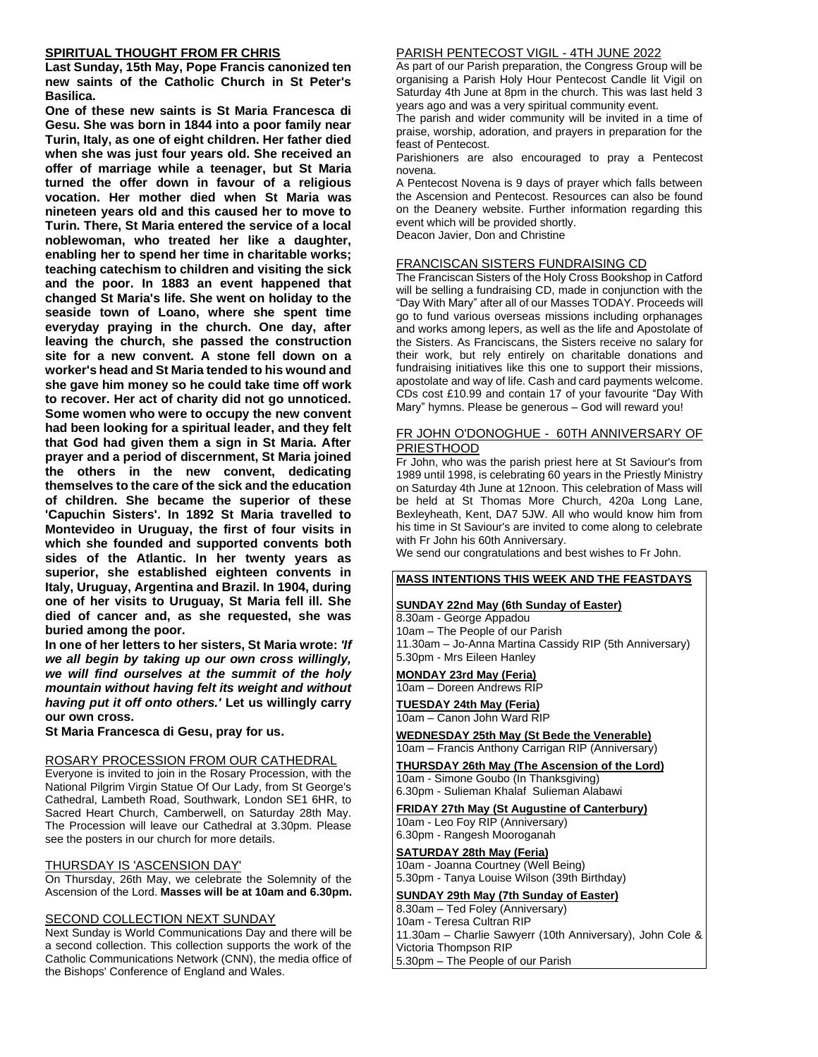## SPIRITUAL THOUGHT FROM FR CHRIS

**Last Sunday, 15th May, Pope Francis canonized ten new saints of the Catholic Church in St Peter's Basilica.**

**One of these new saints is St Maria Francesca di Gesu. She was born in 1844 into a poor family near Turin, Italy, as one of eight children. Her father died when she was just four years old. She received an offer of marriage while a teenager, but St Maria turned the offer down in favour of a religious vocation. Her mother died when St Maria was nineteen years old and this caused her to move to Turin. There, St Maria entered the service of a local noblewoman, who treated her like a daughter, enabling her to spend her time in charitable works; teaching catechism to children and visiting the sick and the poor. In 1883 an event happened that changed St Maria's life. She went on holiday to the seaside town of Loano, where she spent time everyday praying in the church. One day, after leaving the church, she passed the construction site for a new convent. A stone fell down on a worker's head and St Maria tended to his wound and she gave him money so he could take time off work to recover. Her act of charity did not go unnoticed. Some women who were to occupy the new convent had been looking for a spiritual leader, and they felt that God had given them a sign in St Maria. After prayer and a period of discernment, St Maria joined the others in the new convent, dedicating themselves to the care of the sick and the education of children. She became the superior of these 'Capuchin Sisters'. In 1892 St Maria travelled to Montevideo in Uruguay, the first of four visits in which she founded and supported convents both sides of the Atlantic. In her twenty years as superior, she established eighteen convents in Italy, Uruguay, Argentina and Brazil. In 1904, during one of her visits to Uruguay, St Maria fell ill. She died of cancer and, as she requested, she was buried among the poor.**

**In one of her letters to her sisters, St Maria wrote: *'If we all begin by taking up our own cross willingly, we will find ourselves at the summit of the holy mountain without having felt its weight and without having put it off onto others.'* Let us willingly carry our own cross.**

**St Maria Francesca di Gesu, pray for us.**

## ROSARY PROCESSION FROM OUR CATHEDRAL

Everyone is invited to join in the Rosary Procession, with the National Pilgrim Virgin Statue Of Our Lady, from St George's Cathedral, Lambeth Road, Southwark, London SE1 6HR, to Sacred Heart Church, Camberwell, on Saturday 28th May. The Procession will leave our Cathedral at 3.30pm. Please see the posters in our church for more details.

## THURSDAY IS 'ASCENSION DAY'

On Thursday, 26th May, we celebrate the Solemnity of the Ascension of the Lord. **Masses will be at 10am and 6.30pm.**

## SECOND COLLECTION NEXT SUNDAY

Next Sunday is World Communications Day and there will be a second collection. This collection supports the work of the Catholic Communications Network (CNN), the media office of the Bishops' Conference of England and Wales.

## PARISH PENTECOST VIGIL - 4TH JUNE 2022

As part of our Parish preparation, the Congress Group will be organising a Parish Holy Hour Pentecost Candle lit Vigil on Saturday 4th June at 8pm in the church. This was last held 3 years ago and was a very spiritual community event.

The parish and wider community will be invited in a time of praise, worship, adoration, and prayers in preparation for the feast of Pentecost.

Parishioners are also encouraged to pray a Pentecost novena.

A Pentecost Novena is 9 days of prayer which falls between the Ascension and Pentecost. Resources can also be found on the Deanery website. Further information regarding this event which will be provided shortly.

Deacon Javier, Don and Christine

## FRANCISCAN SISTERS FUNDRAISING CD

The Franciscan Sisters of the Holy Cross Bookshop in Catford will be selling a fundraising CD, made in conjunction with the "Day With Mary" after all of our Masses TODAY. Proceeds will go to fund various overseas missions including orphanages and works among lepers, as well as the life and Apostolate of the Sisters. As Franciscans, the Sisters receive no salary for their work, but rely entirely on charitable donations and fundraising initiatives like this one to support their missions, apostolate and way of life. Cash and card payments welcome. CDs cost £10.99 and contain 17 of your favourite "Day With Mary" hymns. Please be generous – God will reward you!

## FR JOHN O'DONOGHUE - 60TH ANNIVERSARY OF PRIESTHOOD

Fr John, who was the parish priest here at St Saviour's from 1989 until 1998, is celebrating 60 years in the Priestly Ministry on Saturday 4th June at 12noon. This celebration of Mass will be held at St Thomas More Church, 420a Long Lane, Bexleyheath, Kent, DA7 5JW. All who would know him from his time in St Saviour's are invited to come along to celebrate with Fr John his 60th Anniversary.

We send our congratulations and best wishes to Fr John.

## MASS INTENTIONS THIS WEEK AND THE FEASTDAYS

**SUNDAY 22nd May (6th Sunday of Easter)**
8.30am - George Appadou
10am – The People of our Parish
11.30am – Jo-Anna Martina Cassidy RIP (5th Anniversary)
5.30pm - Mrs Eileen Hanley

**MONDAY 23rd May (Feria)**
10am – Doreen Andrews RIP

**TUESDAY 24th May (Feria)**
10am – Canon John Ward RIP

**WEDNESDAY 25th May (St Bede the Venerable)**
10am – Francis Anthony Carrigan RIP (Anniversary)

**THURSDAY 26th May (The Ascension of the Lord)**
10am - Simone Goubo (In Thanksgiving)
6.30pm - Sulieman Khalaf Sulieman Alabawi

**FRIDAY 27th May (St Augustine of Canterbury)**
10am - Leo Foy RIP (Anniversary)
6.30pm - Rangesh Mooroganah

**SATURDAY 28th May (Feria)**
10am - Joanna Courtney (Well Being)
5.30pm - Tanya Louise Wilson (39th Birthday)

**SUNDAY 29th May (7th Sunday of Easter)**
8.30am – Ted Foley (Anniversary)
10am - Teresa Cultran RIP
11.30am – Charlie Sawyerr (10th Anniversary), John Cole & Victoria Thompson RIP
5.30pm – The People of our Parish